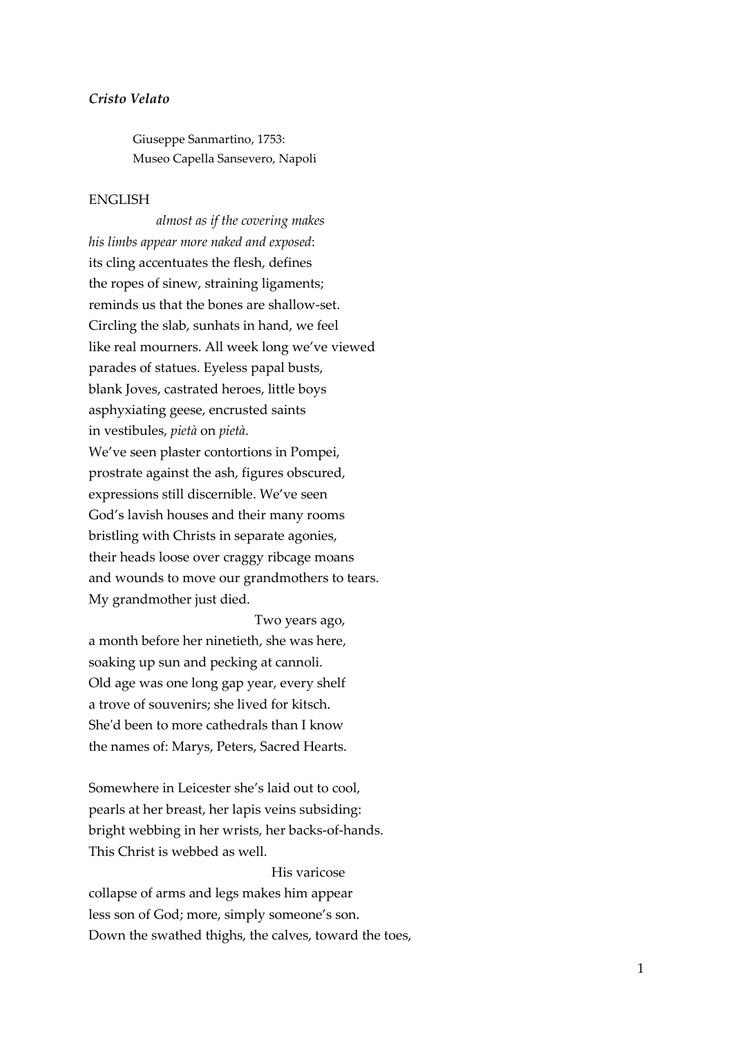***Cristo Velato***

> Giuseppe Sanmartino, 1753:
> Museo Capella Sansevero, Napoli

ENGLISH

            *almost as if the covering makes*
*his limbs appear more naked and exposed*:
its cling accentuates the flesh, defines
the ropes of sinew, straining ligaments;
reminds us that the bones are shallow-set.
Circling the slab, sunhats in hand, we feel
like real mourners. All week long we've viewed
parades of statues. Eyeless papal busts,
blank Joves, castrated heroes, little boys
asphyxiating geese, encrusted saints
in vestibules, *pietà* on *pietà*.
We've seen plaster contortions in Pompei,
prostrate against the ash, figures obscured,
expressions still discernible. We've seen
God's lavish houses and their many rooms
bristling with Christs in separate agonies,
their heads loose over craggy ribcage moans
and wounds to move our grandmothers to tears.
My grandmother just died.
                        Two years ago,
a month before her ninetieth, she was here,
soaking up sun and pecking at cannoli.
Old age was one long gap year, every shelf
a trove of souvenirs; she lived for kitsch.
She'd been to more cathedrals than I know
the names of: Marys, Peters, Sacred Hearts.

Somewhere in Leicester she's laid out to cool,
pearls at her breast, her lapis veins subsiding:
bright webbing in her wrists, her backs-of-hands.
This Christ is webbed as well.
                        His varicose
collapse of arms and legs makes him appear
less son of God; more, simply someone's son.
Down the swathed thighs, the calves, toward the toes,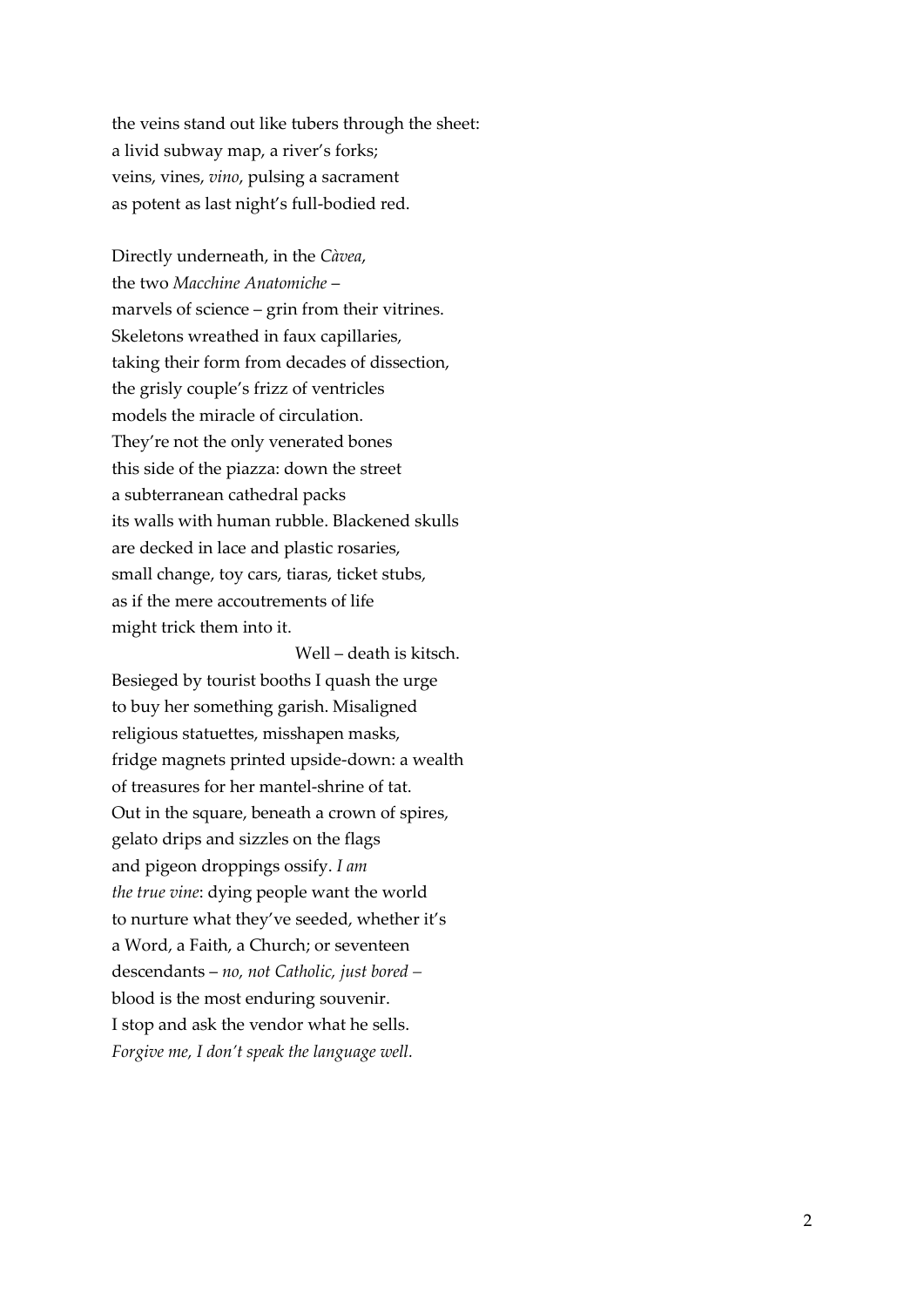the veins stand out like tubers through the sheet:  
a livid subway map, a river's forks;  
veins, vines, *vino*, pulsing a sacrament  
as potent as last night's full-bodied red.

Directly underneath, in the *Càvea*,  
the two *Macchine Anatomiche* –  
marvels of science – grin from their vitrines.  
Skeletons wreathed in faux capillaries,  
taking their form from decades of dissection,  
the grisly couple's frizz of ventricles  
models the miracle of circulation.  
They're not the only venerated bones  
this side of the piazza: down the street  
a subterranean cathedral packs  
its walls with human rubble. Blackened skulls  
are decked in lace and plastic rosaries,  
small change, toy cars, tiaras, ticket stubs,  
as if the mere accoutrements of life  
might trick them into it.  
                                        Well – death is kitsch.  
Besieged by tourist booths I quash the urge  
to buy her something garish. Misaligned  
religious statuettes, misshapen masks,  
fridge magnets printed upside-down: a wealth  
of treasures for her mantel-shrine of tat.  
Out in the square, beneath a crown of spires,  
gelato drips and sizzles on the flags  
and pigeon droppings ossify. *I am*  
*the true vine*: dying people want the world  
to nurture what they've seeded, whether it's  
a Word, a Faith, a Church; or seventeen  
descendants – *no, not Catholic, just bored* –  
blood is the most enduring souvenir.  
I stop and ask the vendor what he sells.  
*Forgive me, I don't speak the language well.*